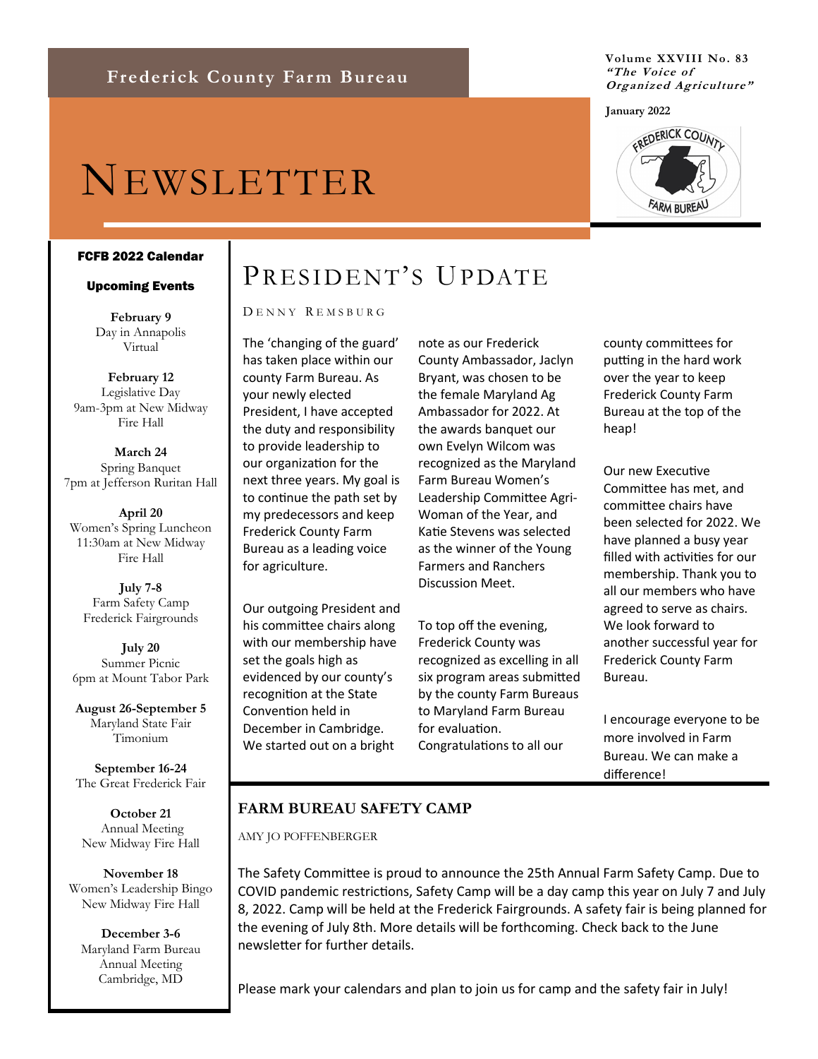# Frederick County Farm Bureau

Volume XXVIII No. 83
***"The Voice of Organized Agriculture"***

**January 2022**

# NEWSLETTER

## PRESIDENT'S UPDATE

DENNY REMSBURG

The 'changing of the guard' has taken place within our county Farm Bureau. As your newly elected President, I have accepted the duty and responsibility to provide leadership to our organization for the next three years. My goal is to continue the path set by my predecessors and keep Frederick County Farm Bureau as a leading voice for agriculture.

Our outgoing President and his committee chairs along with our membership have set the goals high as evidenced by our county's recognition at the State Convention held in December in Cambridge. We started out on a bright note as our Frederick County Ambassador, Jaclyn Bryant, was chosen to be the female Maryland Ag Ambassador for 2022. At the awards banquet our own Evelyn Wilcom was recognized as the Maryland Farm Bureau Women's Leadership Committee Agri-Woman of the Year, and Katie Stevens was selected as the winner of the Young Farmers and Ranchers Discussion Meet.

To top off the evening, Frederick County was recognized as excelling in all six program areas submitted by the county Farm Bureaus to Maryland Farm Bureau for evaluation. Congratulations to all our county committees for putting in the hard work over the year to keep Frederick County Farm Bureau at the top of the heap!

Our new Executive Committee has met, and committee chairs have been selected for 2022. We have planned a busy year filled with activities for our membership. Thank you to all our members who have agreed to serve as chairs. We look forward to another successful year for Frederick County Farm Bureau.

I encourage everyone to be more involved in Farm Bureau. We can make a difference!

## FARM BUREAU SAFETY CAMP

AMY JO POFFENBERGER

The Safety Committee is proud to announce the 25th Annual Farm Safety Camp. Due to COVID pandemic restrictions, Safety Camp will be a day camp this year on July 7 and July 8, 2022. Camp will be held at the Frederick Fairgrounds. A safety fair is being planned for the evening of July 8th. More details will be forthcoming. Check back to the June newsletter for further details.

Please mark your calendars and plan to join us for camp and the safety fair in July!

### FCFB 2022 Calendar

**Upcoming Events**

**February 9**
Day in Annapolis
Virtual

**February 12**
Legislative Day
9am-3pm at New Midway Fire Hall

**March 24**
Spring Banquet
7pm at Jefferson Ruritan Hall

**April 20**
Women's Spring Luncheon
11:30am at New Midway Fire Hall

**July 7-8**
Farm Safety Camp
Frederick Fairgrounds

**July 20**
Summer Picnic
6pm at Mount Tabor Park

**August 26-September 5**
Maryland State Fair
Timonium

**September 16-24**
The Great Frederick Fair

**October 21**
Annual Meeting
New Midway Fire Hall

**November 18**
Women's Leadership Bingo
New Midway Fire Hall

**December 3-6**
Maryland Farm Bureau Annual Meeting
Cambridge, MD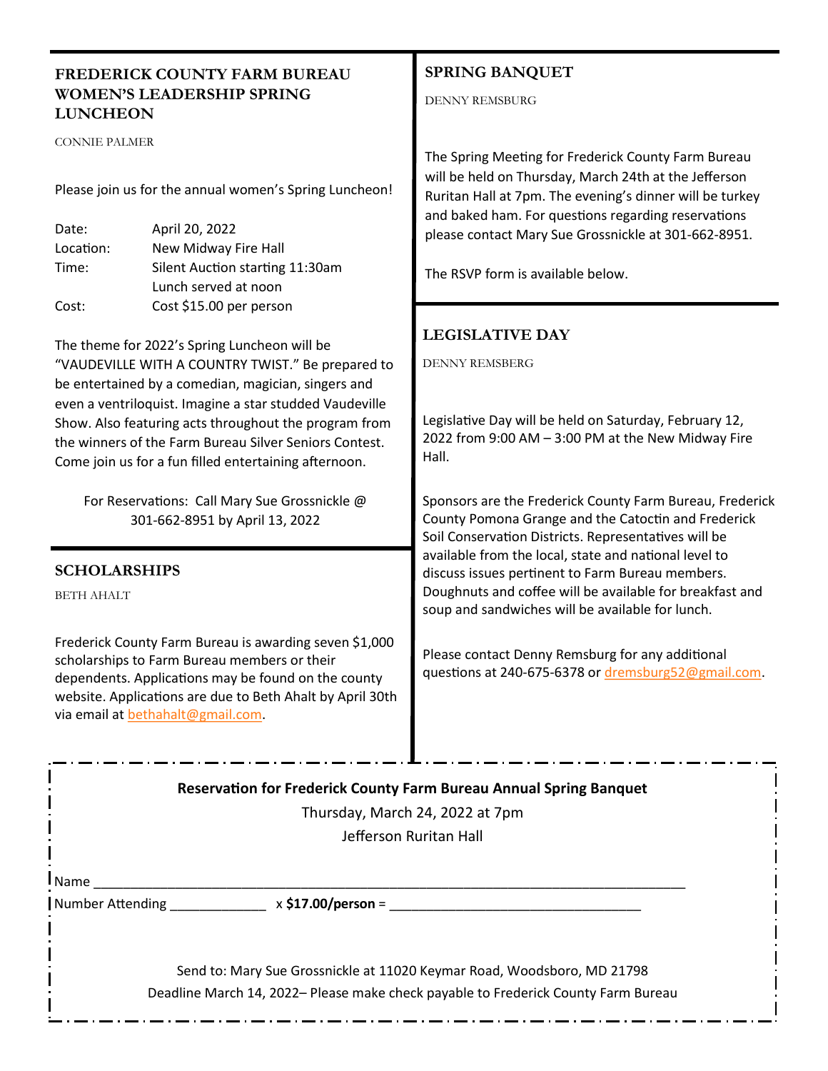## FREDERICK COUNTY FARM BUREAU WOMEN'S LEADERSHIP SPRING LUNCHEON

CONNIE PALMER

Please join us for the annual women's Spring Luncheon!

| | |
|---|---|
| Date: | April 20, 2022 |
| Location: | New Midway Fire Hall |
| Time: | Silent Auction starting 11:30am<br>Lunch served at noon |
| Cost: | Cost $15.00 per person |

The theme for 2022's Spring Luncheon will be "VAUDEVILLE WITH A COUNTRY TWIST." Be prepared to be entertained by a comedian, magician, singers and even a ventriloquist. Imagine a star studded Vaudeville Show. Also featuring acts throughout the program from the winners of the Farm Bureau Silver Seniors Contest. Come join us for a fun filled entertaining afternoon.

For Reservations: Call Mary Sue Grossnickle @ 301-662-8951 by April 13, 2022

## SCHOLARSHIPS

BETH AHALT

Frederick County Farm Bureau is awarding seven $1,000 scholarships to Farm Bureau members or their dependents. Applications may be found on the county website. Applications are due to Beth Ahalt by April 30th via email at bethahalt@gmail.com.

## SPRING BANQUET

DENNY REMSBURG

The Spring Meeting for Frederick County Farm Bureau will be held on Thursday, March 24th at the Jefferson Ruritan Hall at 7pm. The evening's dinner will be turkey and baked ham. For questions regarding reservations please contact Mary Sue Grossnickle at 301-662-8951.

The RSVP form is available below.

## LEGISLATIVE DAY

DENNY REMSBERG

Legislative Day will be held on Saturday, February 12, 2022 from 9:00 AM – 3:00 PM at the New Midway Fire Hall.

Sponsors are the Frederick County Farm Bureau, Frederick County Pomona Grange and the Catoctin and Frederick Soil Conservation Districts. Representatives will be available from the local, state and national level to discuss issues pertinent to Farm Bureau members. Doughnuts and coffee will be available for breakfast and soup and sandwiches will be available for lunch.

Please contact Denny Remsburg for any additional questions at 240-675-6378 or dremsburg52@gmail.com.

---

**Reservation for Frederick County Farm Bureau Annual Spring Banquet**

Thursday, March 24, 2022 at 7pm

Jefferson Ruritan Hall

Name ______________________________________________________________________________

Number Attending _____________ x **$17.00/person** = __________________________________

Send to: Mary Sue Grossnickle at 11020 Keymar Road, Woodsboro, MD 21798

Deadline March 14, 2022– Please make check payable to Frederick County Farm Bureau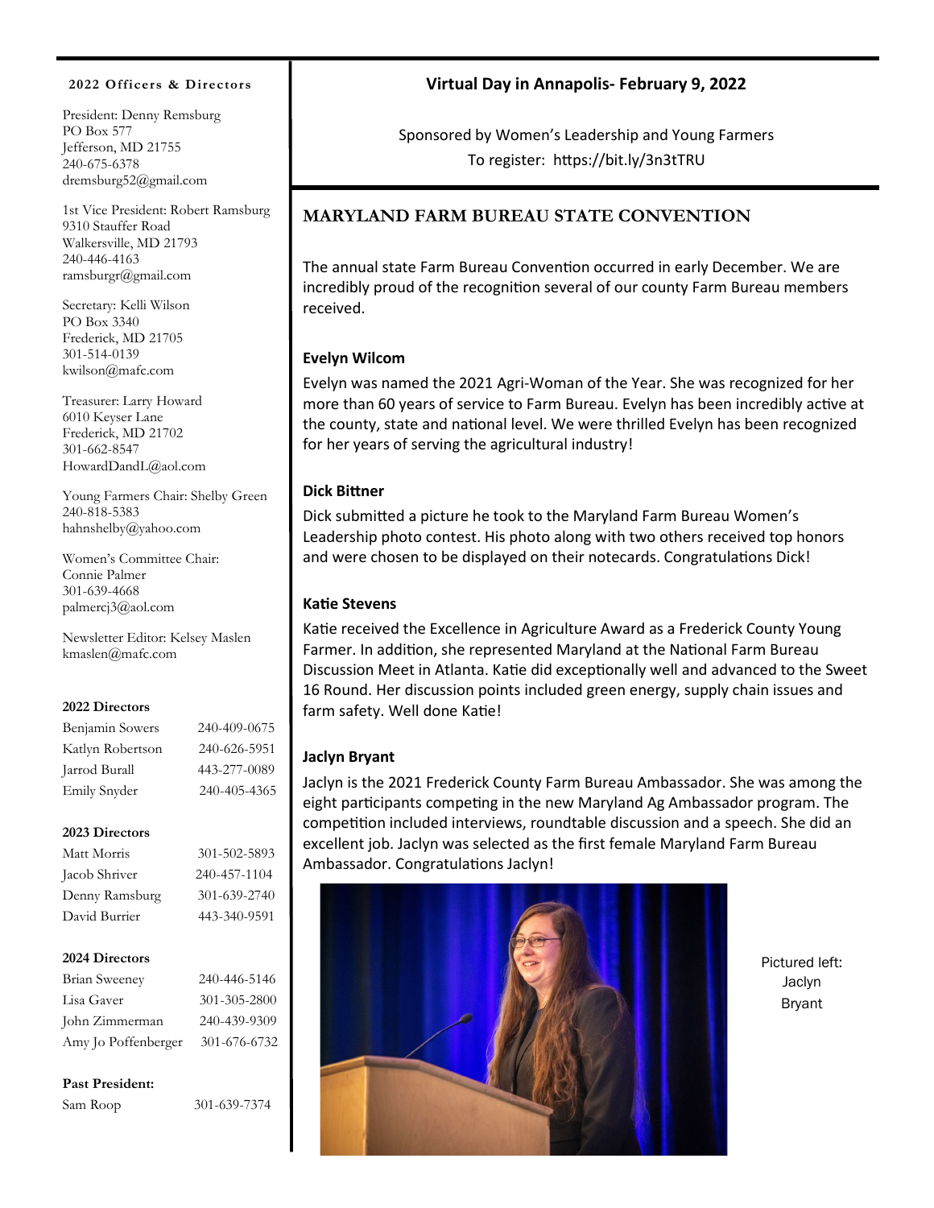## 2022 Officers & Directors

President: Denny Remsburg
PO Box 577
Jefferson, MD 21755
240-675-6378
dremsburg52@gmail.com

1st Vice President: Robert Ramsburg
9310 Stauffer Road
Walkersville, MD 21793
240-446-4163
ramsburgr@gmail.com

Secretary: Kelli Wilson
PO Box 3340
Frederick, MD 21705
301-514-0139
kwilson@mafc.com

Treasurer: Larry Howard
6010 Keyser Lane
Frederick, MD 21702
301-662-8547
HowardDandL@aol.com

Young Farmers Chair: Shelby Green
240-818-5383
hahnshelby@yahoo.com

Women's Committee Chair:
Connie Palmer
301-639-4668
palmercj3@aol.com

Newsletter Editor: Kelsey Maslen
kmaslen@mafc.com

**2022 Directors**

| | |
|---|---|
| Benjamin Sowers | 240-409-0675 |
| Katlyn Robertson | 240-626-5951 |
| Jarrod Burall | 443-277-0089 |
| Emily Snyder | 240-405-4365 |

**2023 Directors**

| | |
|---|---|
| Matt Morris | 301-502-5893 |
| Jacob Shriver | 240-457-1104 |
| Denny Ramsburg | 301-639-2740 |
| David Burrier | 443-340-9591 |

**2024 Directors**

| | |
|---|---|
| Brian Sweeney | 240-446-5146 |
| Lisa Gaver | 301-305-2800 |
| John Zimmerman | 240-439-9309 |
| Amy Jo Poffenberger | 301-676-6732 |

**Past President:**

Sam Roop 301-639-7374

## Virtual Day in Annapolis- February 9, 2022

Sponsored by Women's Leadership and Young Farmers
To register: https://bit.ly/3n3tTRU

## MARYLAND FARM BUREAU STATE CONVENTION

The annual state Farm Bureau Convention occurred in early December. We are incredibly proud of the recognition several of our county Farm Bureau members received.

**Evelyn Wilcom**

Evelyn was named the 2021 Agri-Woman of the Year. She was recognized for her more than 60 years of service to Farm Bureau. Evelyn has been incredibly active at the county, state and national level. We were thrilled Evelyn has been recognized for her years of serving the agricultural industry!

**Dick Bittner**

Dick submitted a picture he took to the Maryland Farm Bureau Women's Leadership photo contest. His photo along with two others received top honors and were chosen to be displayed on their notecards. Congratulations Dick!

**Katie Stevens**

Katie received the Excellence in Agriculture Award as a Frederick County Young Farmer. In addition, she represented Maryland at the National Farm Bureau Discussion Meet in Atlanta. Katie did exceptionally well and advanced to the Sweet 16 Round. Her discussion points included green energy, supply chain issues and farm safety. Well done Katie!

**Jaclyn Bryant**

Jaclyn is the 2021 Frederick County Farm Bureau Ambassador. She was among the eight participants competing in the new Maryland Ag Ambassador program. The competition included interviews, roundtable discussion and a speech. She did an excellent job. Jaclyn was selected as the first female Maryland Farm Bureau Ambassador. Congratulations Jaclyn!

Pictured left: Jaclyn Bryant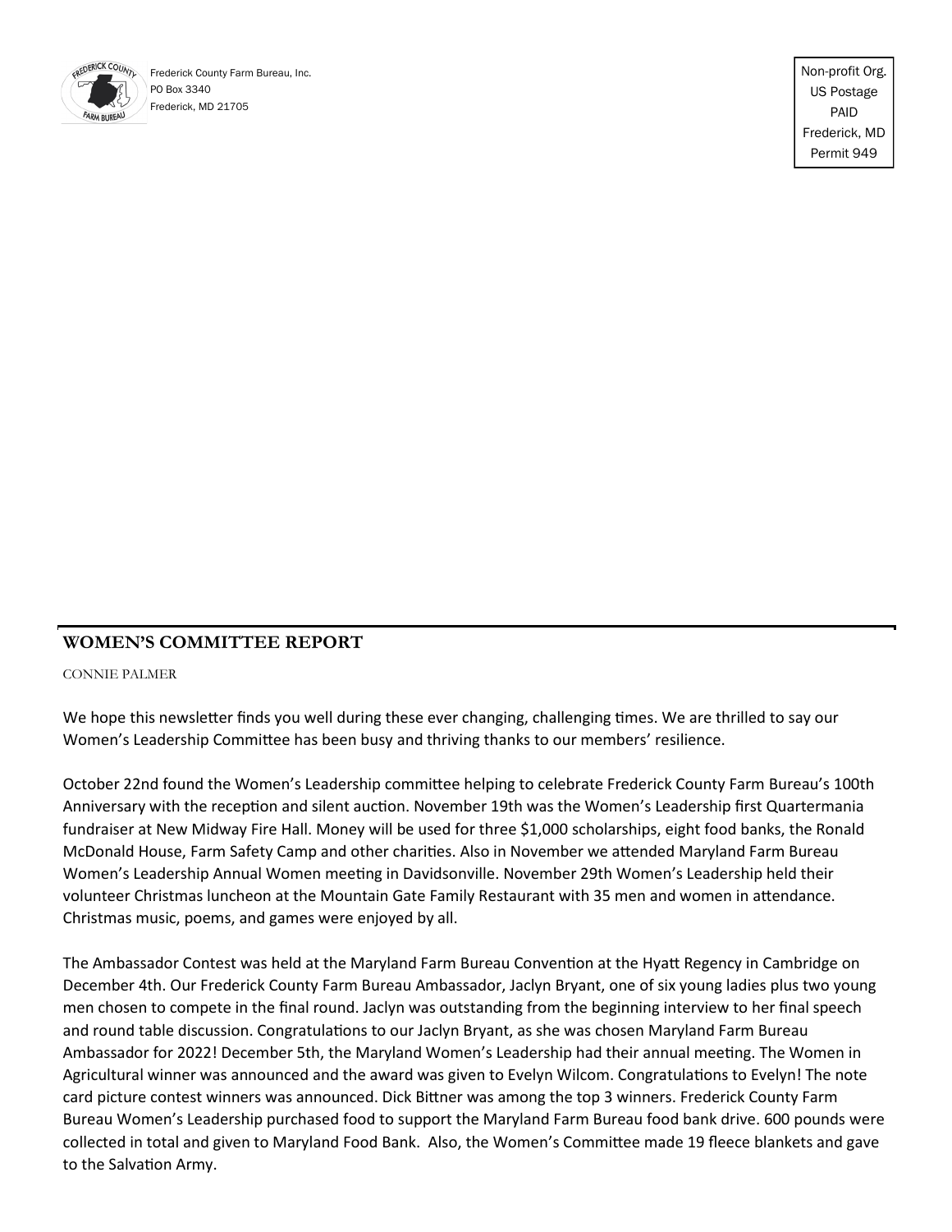Frederick County Farm Bureau, Inc.
PO Box 3340
Frederick, MD 21705

Non-profit Org.
US Postage
PAID
Frederick, MD
Permit 949

## WOMEN'S COMMITTEE REPORT

CONNIE PALMER

We hope this newsletter finds you well during these ever changing, challenging times. We are thrilled to say our Women's Leadership Committee has been busy and thriving thanks to our members' resilience.

October 22nd found the Women's Leadership committee helping to celebrate Frederick County Farm Bureau's 100th Anniversary with the reception and silent auction. November 19th was the Women's Leadership first Quartermania fundraiser at New Midway Fire Hall. Money will be used for three $1,000 scholarships, eight food banks, the Ronald McDonald House, Farm Safety Camp and other charities. Also in November we attended Maryland Farm Bureau Women's Leadership Annual Women meeting in Davidsonville. November 29th Women's Leadership held their volunteer Christmas luncheon at the Mountain Gate Family Restaurant with 35 men and women in attendance. Christmas music, poems, and games were enjoyed by all.

The Ambassador Contest was held at the Maryland Farm Bureau Convention at the Hyatt Regency in Cambridge on December 4th. Our Frederick County Farm Bureau Ambassador, Jaclyn Bryant, one of six young ladies plus two young men chosen to compete in the final round. Jaclyn was outstanding from the beginning interview to her final speech and round table discussion. Congratulations to our Jaclyn Bryant, as she was chosen Maryland Farm Bureau Ambassador for 2022! December 5th, the Maryland Women's Leadership had their annual meeting. The Women in Agricultural winner was announced and the award was given to Evelyn Wilcom. Congratulations to Evelyn! The note card picture contest winners was announced. Dick Bittner was among the top 3 winners. Frederick County Farm Bureau Women's Leadership purchased food to support the Maryland Farm Bureau food bank drive. 600 pounds were collected in total and given to Maryland Food Bank. Also, the Women's Committee made 19 fleece blankets and gave to the Salvation Army.